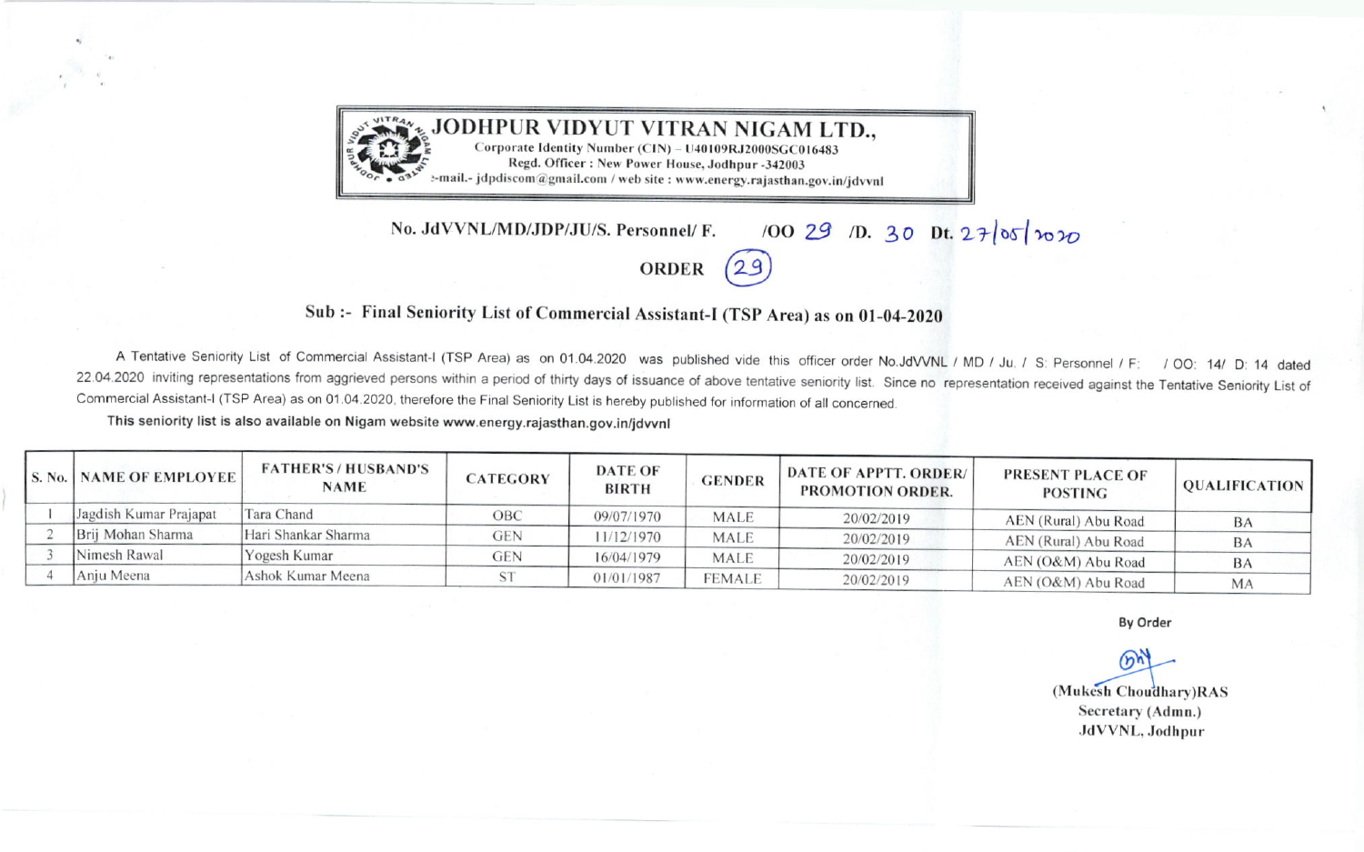# JODHPUR VIDYUT VITRAN NIGAM LTD.,

Corporate Identity Number (CIN) – U40109RJ2000SGC016483
Regd. Officer : New Power House, Jodhpur -342003
e-mail.- jdpdiscom@gmail.com / web site : www.energy.rajasthan.gov.in/jdvvnl

**No. JdVVNL/MD/JDP/JU/S. Personnel/ F. /OO 29 /D. 30 Dt. 27/05/2020**

## ORDER (29)

### Sub :- Final Seniority List of Commercial Assistant-I (TSP Area) as on 01-04-2020

A Tentative Seniority List of Commercial Assistant-I (TSP Area) as on 01.04.2020 was published vide this officer order No.JdVVNL / MD / Ju. / S: Personnel / F: / OO: 14/ D: 14 dated 22.04.2020 inviting representations from aggrieved persons within a period of thirty days of issuance of above tentative seniority list. Since no representation received against the Tentative Seniority List of Commercial Assistant-I (TSP Area) as on 01.04.2020, therefore the Final Seniority List is hereby published for information of all concerned.

**This seniority list is also available on Nigam website www.energy.rajasthan.gov.in/jdvvnl**

| S. No. | NAME OF EMPLOYEE | FATHER'S / HUSBAND'S NAME | CATEGORY | DATE OF BIRTH | GENDER | DATE OF APPTT. ORDER/ PROMOTION ORDER. | PRESENT PLACE OF POSTING | QUALIFICATION |
|---|---|---|---|---|---|---|---|---|
| 1 | Jagdish Kumar Prajapat | Tara Chand | OBC | 09/07/1970 | MALE | 20/02/2019 | AEN (Rural) Abu Road | BA |
| 2 | Brij Mohan Sharma | Hari Shankar Sharma | GEN | 11/12/1970 | MALE | 20/02/2019 | AEN (Rural) Abu Road | BA |
| 3 | Nimesh Rawal | Yogesh Kumar | GEN | 16/04/1979 | MALE | 20/02/2019 | AEN (O&M) Abu Road | BA |
| 4 | Anju Meena | Ashok Kumar Meena | ST | 01/01/1987 | FEMALE | 20/02/2019 | AEN (O&M) Abu Road | MA |

By Order

(Mukesh Choudhary)RAS
Secretary (Admn.)
JdVVNL, Jodhpur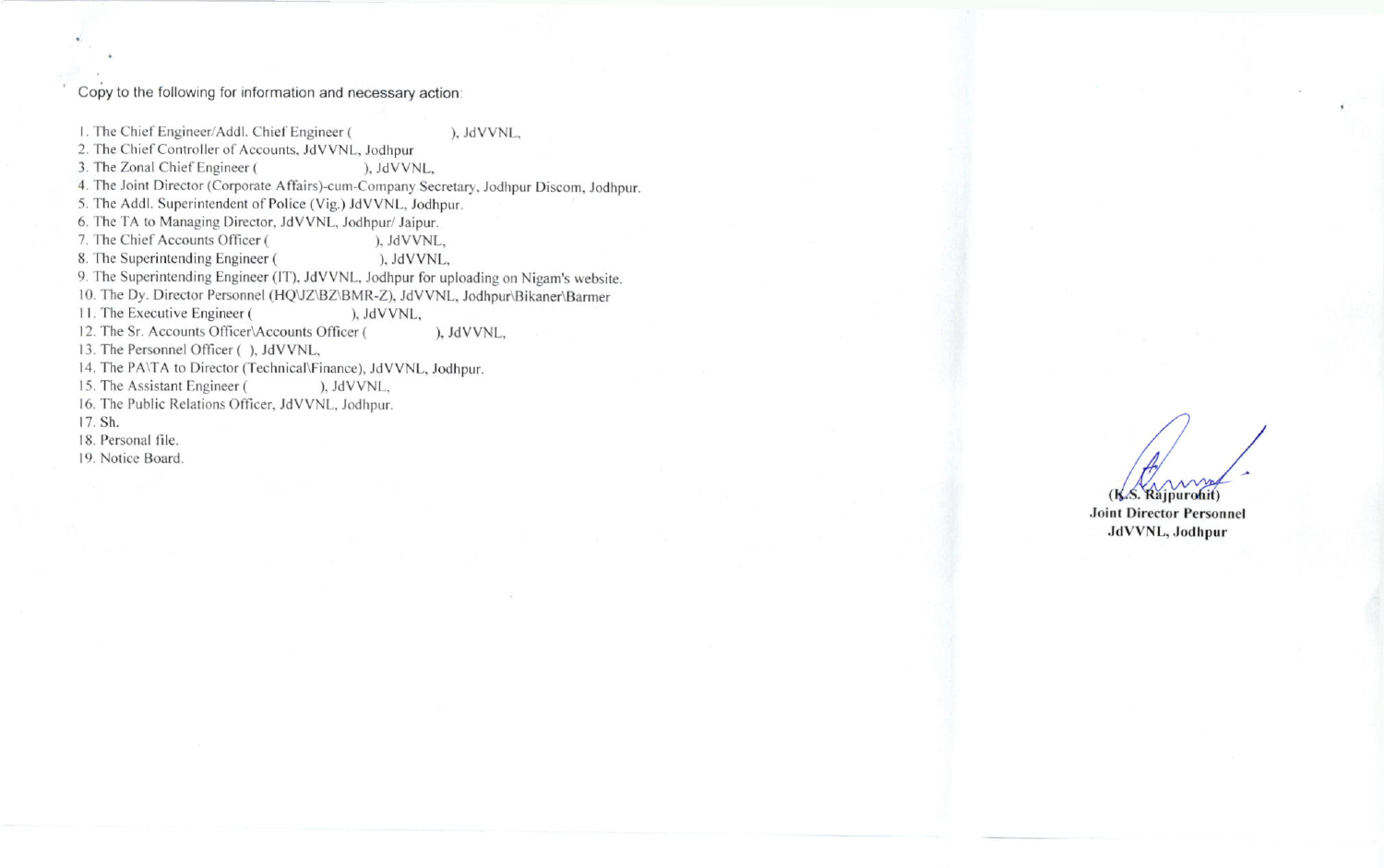Copy to the following for information and necessary action:

1. The Chief Engineer/Addl. Chief Engineer (                ), JdVVNL,
2. The Chief Controller of Accounts, JdVVNL, Jodhpur
3. The Zonal Chief Engineer (                ), JdVVNL,
4. The Joint Director (Corporate Affairs)-cum-Company Secretary, Jodhpur Discom, Jodhpur.
5. The Addl. Superintendent of Police (Vig.) JdVVNL, Jodhpur.
6. The TA to Managing Director, JdVVNL, Jodhpur/ Jaipur.
7. The Chief Accounts Officer (                ), JdVVNL,
8. The Superintending Engineer (                ), JdVVNL,
9. The Superintending Engineer (IT), JdVVNL, Jodhpur for uploading on Nigam's website.
10. The Dy. Director Personnel (HQ\JZ\BZ\BMR-Z), JdVVNL, Jodhpur\Bikaner\Barmer
11. The Executive Engineer (                ), JdVVNL,
12. The Sr. Accounts Officer\Accounts Officer (                ), JdVVNL,
13. The Personnel Officer ( ), JdVVNL,
14. The PA\TA to Director (Technical\Finance), JdVVNL, Jodhpur.
15. The Assistant Engineer (                ), JdVVNL,
16. The Public Relations Officer, JdVVNL, Jodhpur.
17. Sh.
18. Personal file.
19. Notice Board.

(K.S. Rajpurohit)
**Joint Director Personnel**
**JdVVNL, Jodhpur**